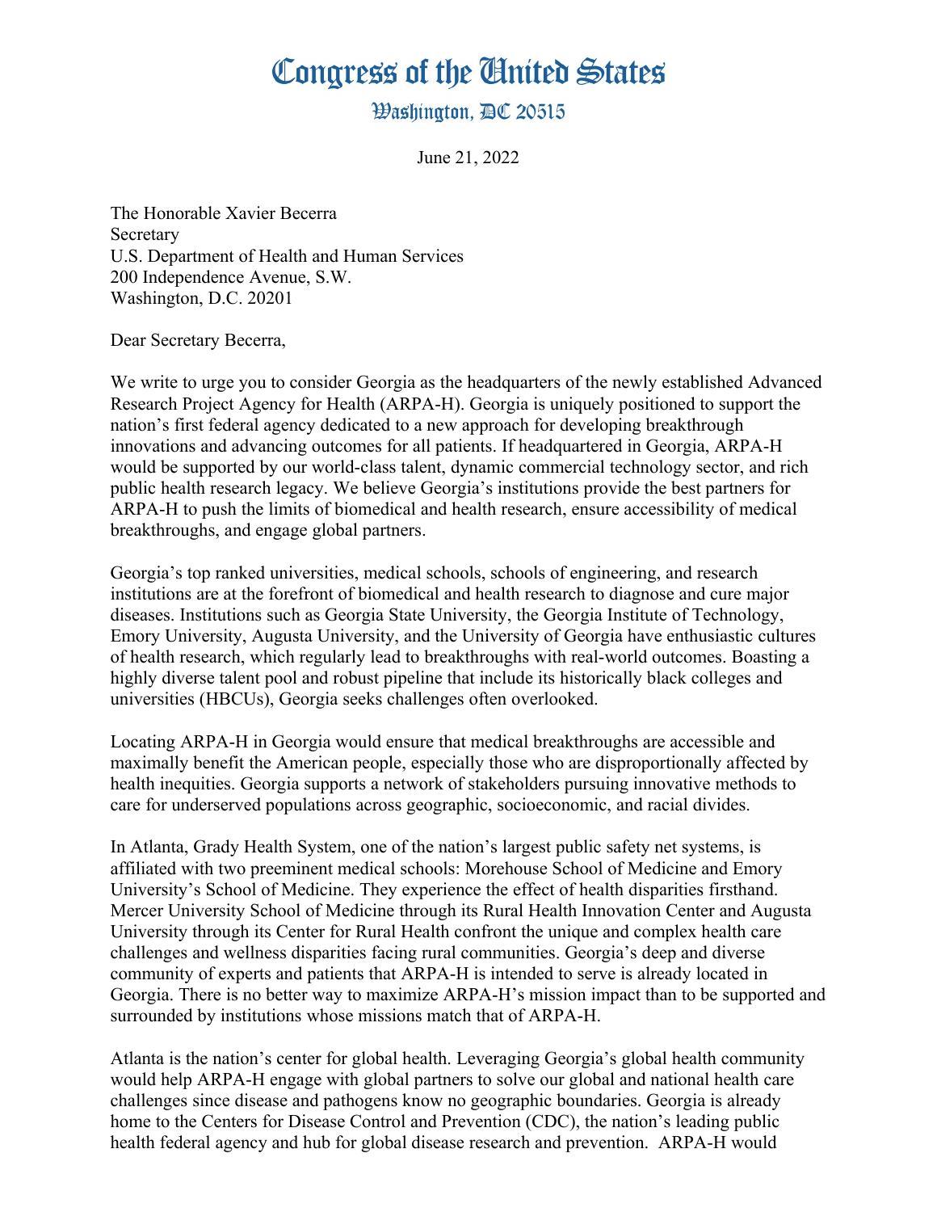# Congress of the United States

## Washington, DC 20515

June 21, 2022

The Honorable Xavier Becerra
Secretary
U.S. Department of Health and Human Services
200 Independence Avenue, S.W.
Washington, D.C. 20201

Dear Secretary Becerra,

We write to urge you to consider Georgia as the headquarters of the newly established Advanced Research Project Agency for Health (ARPA-H). Georgia is uniquely positioned to support the nation's first federal agency dedicated to a new approach for developing breakthrough innovations and advancing outcomes for all patients. If headquartered in Georgia, ARPA-H would be supported by our world-class talent, dynamic commercial technology sector, and rich public health research legacy. We believe Georgia's institutions provide the best partners for ARPA-H to push the limits of biomedical and health research, ensure accessibility of medical breakthroughs, and engage global partners.

Georgia's top ranked universities, medical schools, schools of engineering, and research institutions are at the forefront of biomedical and health research to diagnose and cure major diseases. Institutions such as Georgia State University, the Georgia Institute of Technology, Emory University, Augusta University, and the University of Georgia have enthusiastic cultures of health research, which regularly lead to breakthroughs with real-world outcomes. Boasting a highly diverse talent pool and robust pipeline that include its historically black colleges and universities (HBCUs), Georgia seeks challenges often overlooked.

Locating ARPA-H in Georgia would ensure that medical breakthroughs are accessible and maximally benefit the American people, especially those who are disproportionally affected by health inequities. Georgia supports a network of stakeholders pursuing innovative methods to care for underserved populations across geographic, socioeconomic, and racial divides.

In Atlanta, Grady Health System, one of the nation's largest public safety net systems, is affiliated with two preeminent medical schools: Morehouse School of Medicine and Emory University's School of Medicine. They experience the effect of health disparities firsthand. Mercer University School of Medicine through its Rural Health Innovation Center and Augusta University through its Center for Rural Health confront the unique and complex health care challenges and wellness disparities facing rural communities. Georgia's deep and diverse community of experts and patients that ARPA-H is intended to serve is already located in Georgia. There is no better way to maximize ARPA-H's mission impact than to be supported and surrounded by institutions whose missions match that of ARPA-H.

Atlanta is the nation's center for global health. Leveraging Georgia's global health community would help ARPA-H engage with global partners to solve our global and national health care challenges since disease and pathogens know no geographic boundaries. Georgia is already home to the Centers for Disease Control and Prevention (CDC), the nation's leading public health federal agency and hub for global disease research and prevention. ARPA-H would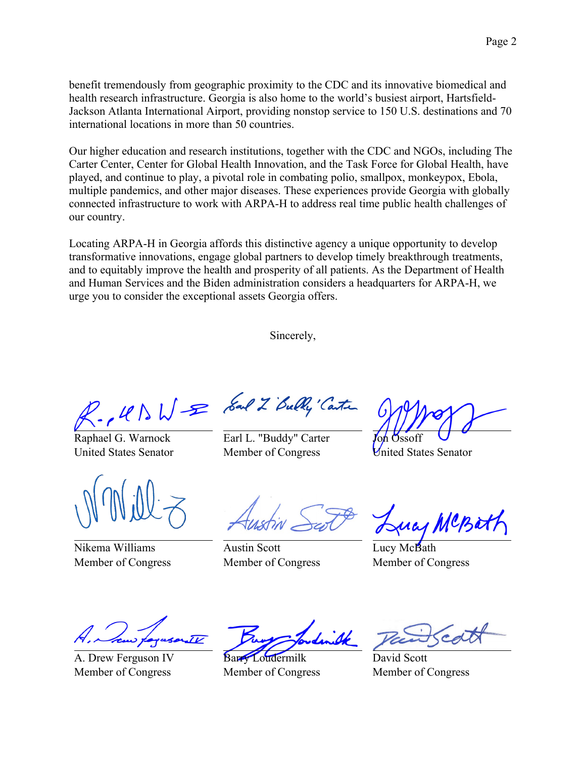benefit tremendously from geographic proximity to the CDC and its innovative biomedical and health research infrastructure. Georgia is also home to the world's busiest airport, Hartsfield-Jackson Atlanta International Airport, providing nonstop service to 150 U.S. destinations and 70 international locations in more than 50 countries.

Our higher education and research institutions, together with the CDC and NGOs, including The Carter Center, Center for Global Health Innovation, and the Task Force for Global Health, have played, and continue to play, a pivotal role in combating polio, smallpox, monkeypox, Ebola, multiple pandemics, and other major diseases. These experiences provide Georgia with globally connected infrastructure to work with ARPA-H to address real time public health challenges of our country.

Locating ARPA-H in Georgia affords this distinctive agency a unique opportunity to develop transformative innovations, engage global partners to develop timely breakthrough treatments, and to equitably improve the health and prosperity of all patients. As the Department of Health and Human Services and the Biden administration considers a headquarters for ARPA-H, we urge you to consider the exceptional assets Georgia offers.

Sincerely,

| | | |
|---|---|---|
| Raphael G. Warnock<br>United States Senator | Earl L. "Buddy" Carter<br>Member of Congress | Jon Ossoff<br>United States Senator |
| Nikema Williams<br>Member of Congress | Austin Scott<br>Member of Congress | Lucy McBath<br>Member of Congress |
| A. Drew Ferguson IV<br>Member of Congress | Barry Loudermilk<br>Member of Congress | David Scott<br>Member of Congress |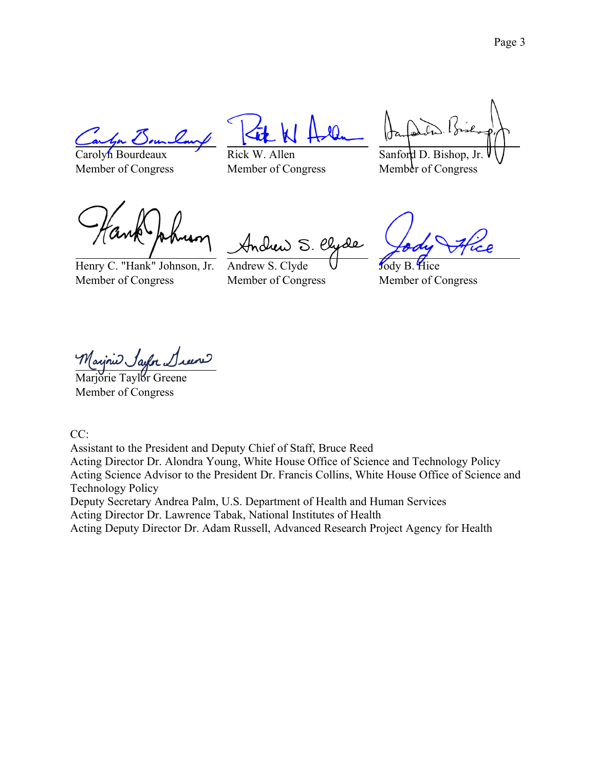Carolyn Bourdeaux
Member of Congress

Rick W. Allen
Member of Congress

Sanford D. Bishop, Jr.
Member of Congress

Henry C. "Hank" Johnson, Jr.
Member of Congress

Andrew S. Clyde
Member of Congress

Jody B. Hice
Member of Congress

Marjorie Taylor Greene
Member of Congress

CC:
Assistant to the President and Deputy Chief of Staff, Bruce Reed
Acting Director Dr. Alondra Young, White House Office of Science and Technology Policy
Acting Science Advisor to the President Dr. Francis Collins, White House Office of Science and Technology Policy
Deputy Secretary Andrea Palm, U.S. Department of Health and Human Services
Acting Director Dr. Lawrence Tabak, National Institutes of Health
Acting Deputy Director Dr. Adam Russell, Advanced Research Project Agency for Health